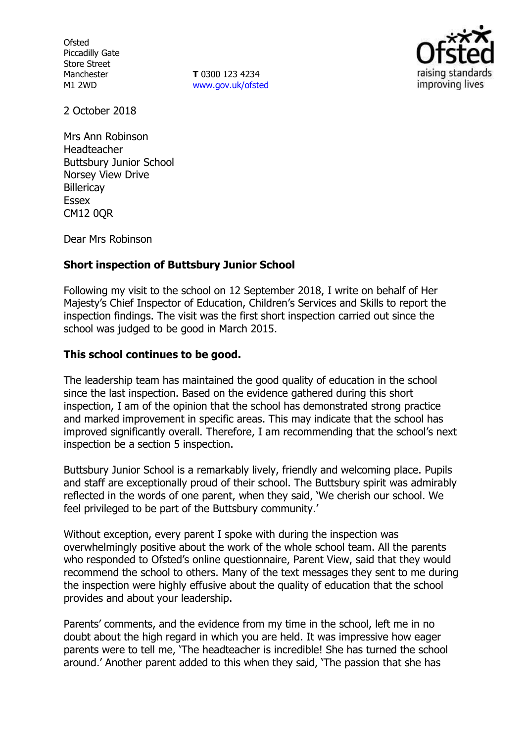Ofsted
Piccadilly Gate
Store Street
Manchester
M1 2WD

**T** 0300 123 4234
www.gov.uk/ofsted

2 October 2018

Mrs Ann Robinson
Headteacher
Buttsbury Junior School
Norsey View Drive
Billericay
Essex
CM12 0QR

Dear Mrs Robinson

**Short inspection of Buttsbury Junior School**

Following my visit to the school on 12 September 2018, I write on behalf of Her Majesty's Chief Inspector of Education, Children's Services and Skills to report the inspection findings. The visit was the first short inspection carried out since the school was judged to be good in March 2015.

**This school continues to be good.**

The leadership team has maintained the good quality of education in the school since the last inspection. Based on the evidence gathered during this short inspection, I am of the opinion that the school has demonstrated strong practice and marked improvement in specific areas. This may indicate that the school has improved significantly overall. Therefore, I am recommending that the school's next inspection be a section 5 inspection.

Buttsbury Junior School is a remarkably lively, friendly and welcoming place. Pupils and staff are exceptionally proud of their school. The Buttsbury spirit was admirably reflected in the words of one parent, when they said, 'We cherish our school. We feel privileged to be part of the Buttsbury community.'

Without exception, every parent I spoke with during the inspection was overwhelmingly positive about the work of the whole school team. All the parents who responded to Ofsted's online questionnaire, Parent View, said that they would recommend the school to others. Many of the text messages they sent to me during the inspection were highly effusive about the quality of education that the school provides and about your leadership.

Parents' comments, and the evidence from my time in the school, left me in no doubt about the high regard in which you are held. It was impressive how eager parents were to tell me, 'The headteacher is incredible! She has turned the school around.' Another parent added to this when they said, 'The passion that she has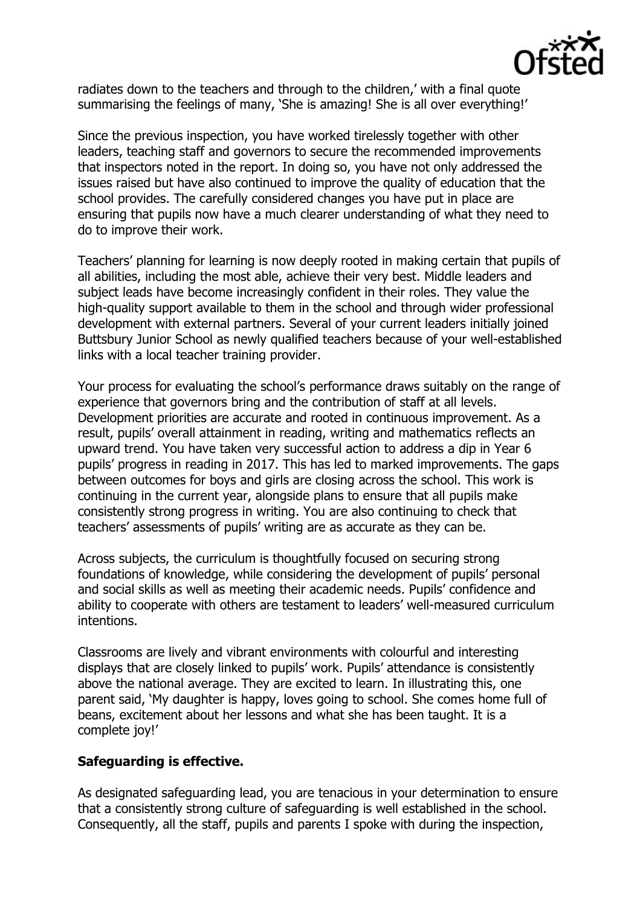radiates down to the teachers and through to the children,' with a final quote summarising the feelings of many, 'She is amazing! She is all over everything!'

Since the previous inspection, you have worked tirelessly together with other leaders, teaching staff and governors to secure the recommended improvements that inspectors noted in the report. In doing so, you have not only addressed the issues raised but have also continued to improve the quality of education that the school provides. The carefully considered changes you have put in place are ensuring that pupils now have a much clearer understanding of what they need to do to improve their work.

Teachers' planning for learning is now deeply rooted in making certain that pupils of all abilities, including the most able, achieve their very best. Middle leaders and subject leads have become increasingly confident in their roles. They value the high-quality support available to them in the school and through wider professional development with external partners. Several of your current leaders initially joined Buttsbury Junior School as newly qualified teachers because of your well-established links with a local teacher training provider.

Your process for evaluating the school's performance draws suitably on the range of experience that governors bring and the contribution of staff at all levels. Development priorities are accurate and rooted in continuous improvement. As a result, pupils' overall attainment in reading, writing and mathematics reflects an upward trend. You have taken very successful action to address a dip in Year 6 pupils' progress in reading in 2017. This has led to marked improvements. The gaps between outcomes for boys and girls are closing across the school. This work is continuing in the current year, alongside plans to ensure that all pupils make consistently strong progress in writing. You are also continuing to check that teachers' assessments of pupils' writing are as accurate as they can be.

Across subjects, the curriculum is thoughtfully focused on securing strong foundations of knowledge, while considering the development of pupils' personal and social skills as well as meeting their academic needs. Pupils' confidence and ability to cooperate with others are testament to leaders' well-measured curriculum intentions.

Classrooms are lively and vibrant environments with colourful and interesting displays that are closely linked to pupils' work. Pupils' attendance is consistently above the national average. They are excited to learn. In illustrating this, one parent said, 'My daughter is happy, loves going to school. She comes home full of beans, excitement about her lessons and what she has been taught. It is a complete joy!'

**Safeguarding is effective.**

As designated safeguarding lead, you are tenacious in your determination to ensure that a consistently strong culture of safeguarding is well established in the school. Consequently, all the staff, pupils and parents I spoke with during the inspection,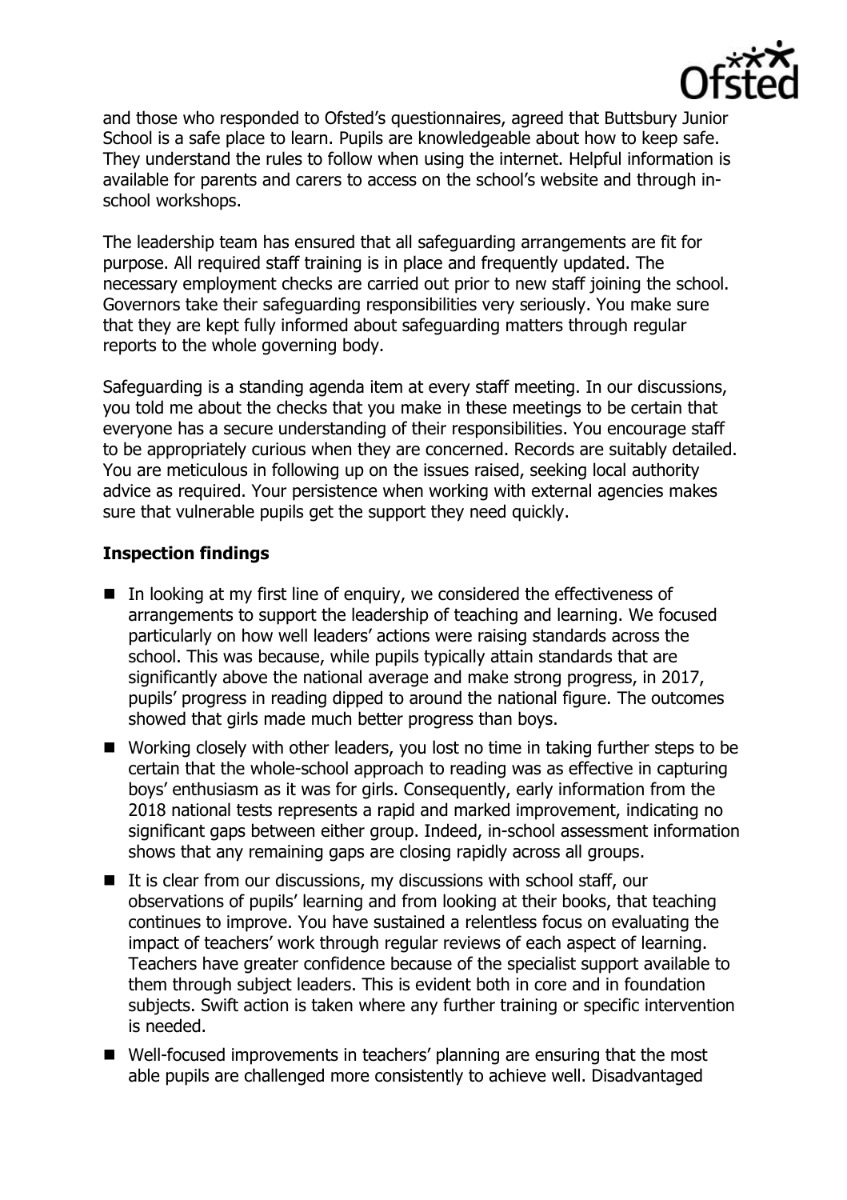and those who responded to Ofsted's questionnaires, agreed that Buttsbury Junior School is a safe place to learn. Pupils are knowledgeable about how to keep safe. They understand the rules to follow when using the internet. Helpful information is available for parents and carers to access on the school's website and through in-school workshops.

The leadership team has ensured that all safeguarding arrangements are fit for purpose. All required staff training is in place and frequently updated. The necessary employment checks are carried out prior to new staff joining the school. Governors take their safeguarding responsibilities very seriously. You make sure that they are kept fully informed about safeguarding matters through regular reports to the whole governing body.

Safeguarding is a standing agenda item at every staff meeting. In our discussions, you told me about the checks that you make in these meetings to be certain that everyone has a secure understanding of their responsibilities. You encourage staff to be appropriately curious when they are concerned. Records are suitably detailed. You are meticulous in following up on the issues raised, seeking local authority advice as required. Your persistence when working with external agencies makes sure that vulnerable pupils get the support they need quickly.

## Inspection findings

- In looking at my first line of enquiry, we considered the effectiveness of arrangements to support the leadership of teaching and learning. We focused particularly on how well leaders' actions were raising standards across the school. This was because, while pupils typically attain standards that are significantly above the national average and make strong progress, in 2017, pupils' progress in reading dipped to around the national figure. The outcomes showed that girls made much better progress than boys.
- Working closely with other leaders, you lost no time in taking further steps to be certain that the whole-school approach to reading was as effective in capturing boys' enthusiasm as it was for girls. Consequently, early information from the 2018 national tests represents a rapid and marked improvement, indicating no significant gaps between either group. Indeed, in-school assessment information shows that any remaining gaps are closing rapidly across all groups.
- It is clear from our discussions, my discussions with school staff, our observations of pupils' learning and from looking at their books, that teaching continues to improve. You have sustained a relentless focus on evaluating the impact of teachers' work through regular reviews of each aspect of learning. Teachers have greater confidence because of the specialist support available to them through subject leaders. This is evident both in core and in foundation subjects. Swift action is taken where any further training or specific intervention is needed.
- Well-focused improvements in teachers' planning are ensuring that the most able pupils are challenged more consistently to achieve well. Disadvantaged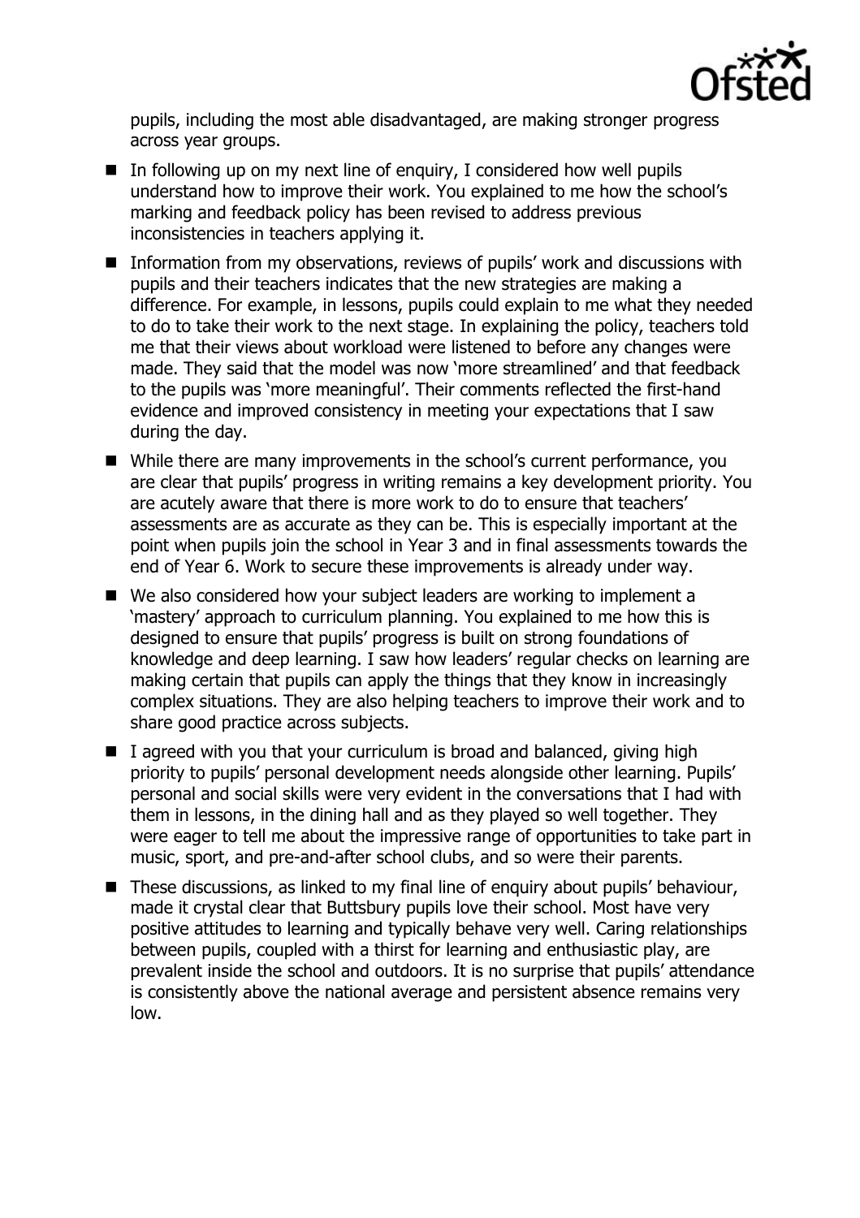pupils, including the most able disadvantaged, are making stronger progress across year groups.

- In following up on my next line of enquiry, I considered how well pupils understand how to improve their work. You explained to me how the school's marking and feedback policy has been revised to address previous inconsistencies in teachers applying it.
- Information from my observations, reviews of pupils' work and discussions with pupils and their teachers indicates that the new strategies are making a difference. For example, in lessons, pupils could explain to me what they needed to do to take their work to the next stage. In explaining the policy, teachers told me that their views about workload were listened to before any changes were made. They said that the model was now 'more streamlined' and that feedback to the pupils was 'more meaningful'. Their comments reflected the first-hand evidence and improved consistency in meeting your expectations that I saw during the day.
- While there are many improvements in the school's current performance, you are clear that pupils' progress in writing remains a key development priority. You are acutely aware that there is more work to do to ensure that teachers' assessments are as accurate as they can be. This is especially important at the point when pupils join the school in Year 3 and in final assessments towards the end of Year 6. Work to secure these improvements is already under way.
- We also considered how your subject leaders are working to implement a 'mastery' approach to curriculum planning. You explained to me how this is designed to ensure that pupils' progress is built on strong foundations of knowledge and deep learning. I saw how leaders' regular checks on learning are making certain that pupils can apply the things that they know in increasingly complex situations. They are also helping teachers to improve their work and to share good practice across subjects.
- I agreed with you that your curriculum is broad and balanced, giving high priority to pupils' personal development needs alongside other learning. Pupils' personal and social skills were very evident in the conversations that I had with them in lessons, in the dining hall and as they played so well together. They were eager to tell me about the impressive range of opportunities to take part in music, sport, and pre-and-after school clubs, and so were their parents.
- These discussions, as linked to my final line of enquiry about pupils' behaviour, made it crystal clear that Buttsbury pupils love their school. Most have very positive attitudes to learning and typically behave very well. Caring relationships between pupils, coupled with a thirst for learning and enthusiastic play, are prevalent inside the school and outdoors. It is no surprise that pupils' attendance is consistently above the national average and persistent absence remains very low.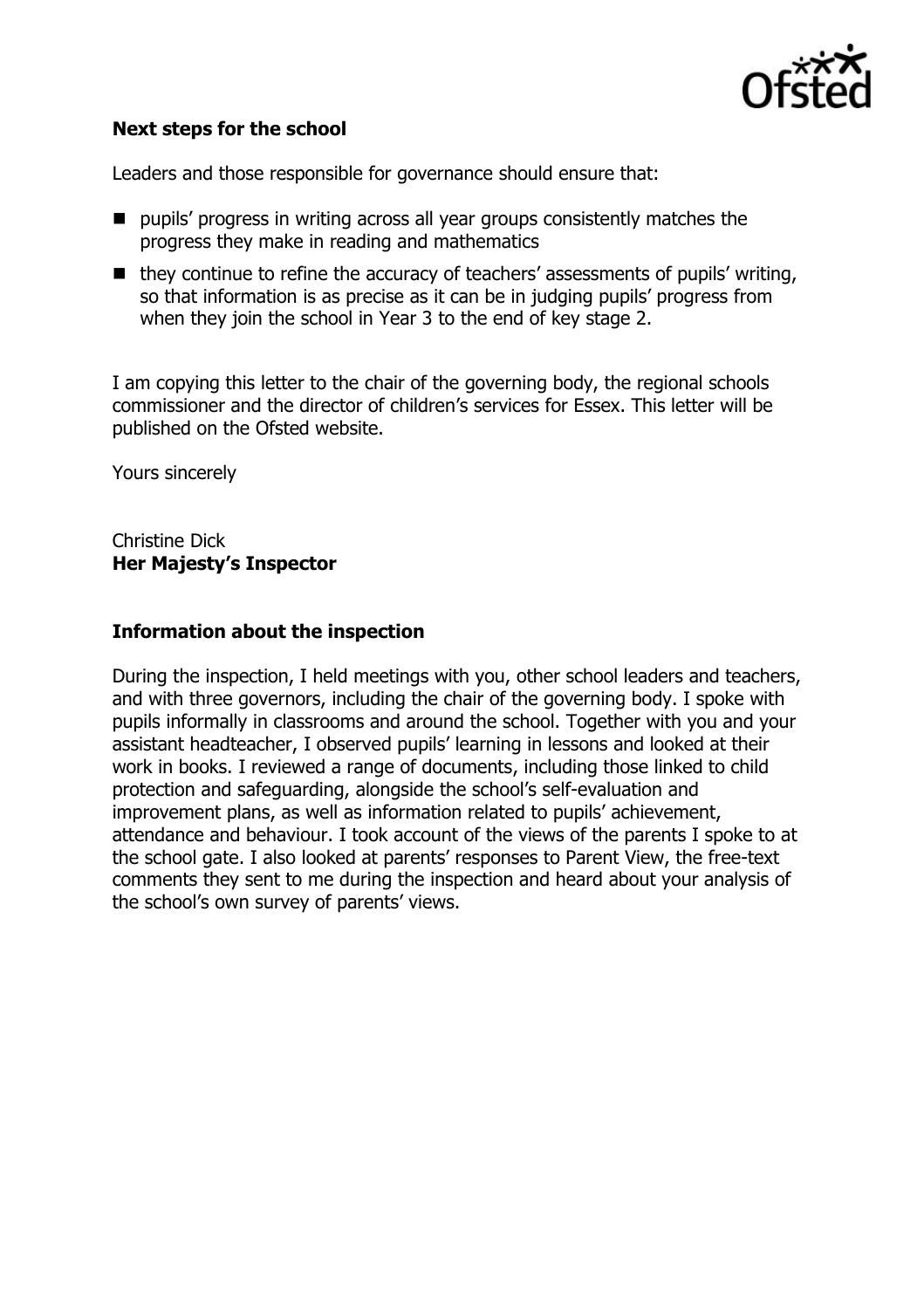**Next steps for the school**

Leaders and those responsible for governance should ensure that:

- pupils' progress in writing across all year groups consistently matches the progress they make in reading and mathematics
- they continue to refine the accuracy of teachers' assessments of pupils' writing, so that information is as precise as it can be in judging pupils' progress from when they join the school in Year 3 to the end of key stage 2.

I am copying this letter to the chair of the governing body, the regional schools commissioner and the director of children's services for Essex. This letter will be published on the Ofsted website.

Yours sincerely

Christine Dick
**Her Majesty's Inspector**

**Information about the inspection**

During the inspection, I held meetings with you, other school leaders and teachers, and with three governors, including the chair of the governing body. I spoke with pupils informally in classrooms and around the school. Together with you and your assistant headteacher, I observed pupils' learning in lessons and looked at their work in books. I reviewed a range of documents, including those linked to child protection and safeguarding, alongside the school's self-evaluation and improvement plans, as well as information related to pupils' achievement, attendance and behaviour. I took account of the views of the parents I spoke to at the school gate. I also looked at parents' responses to Parent View, the free-text comments they sent to me during the inspection and heard about your analysis of the school's own survey of parents' views.